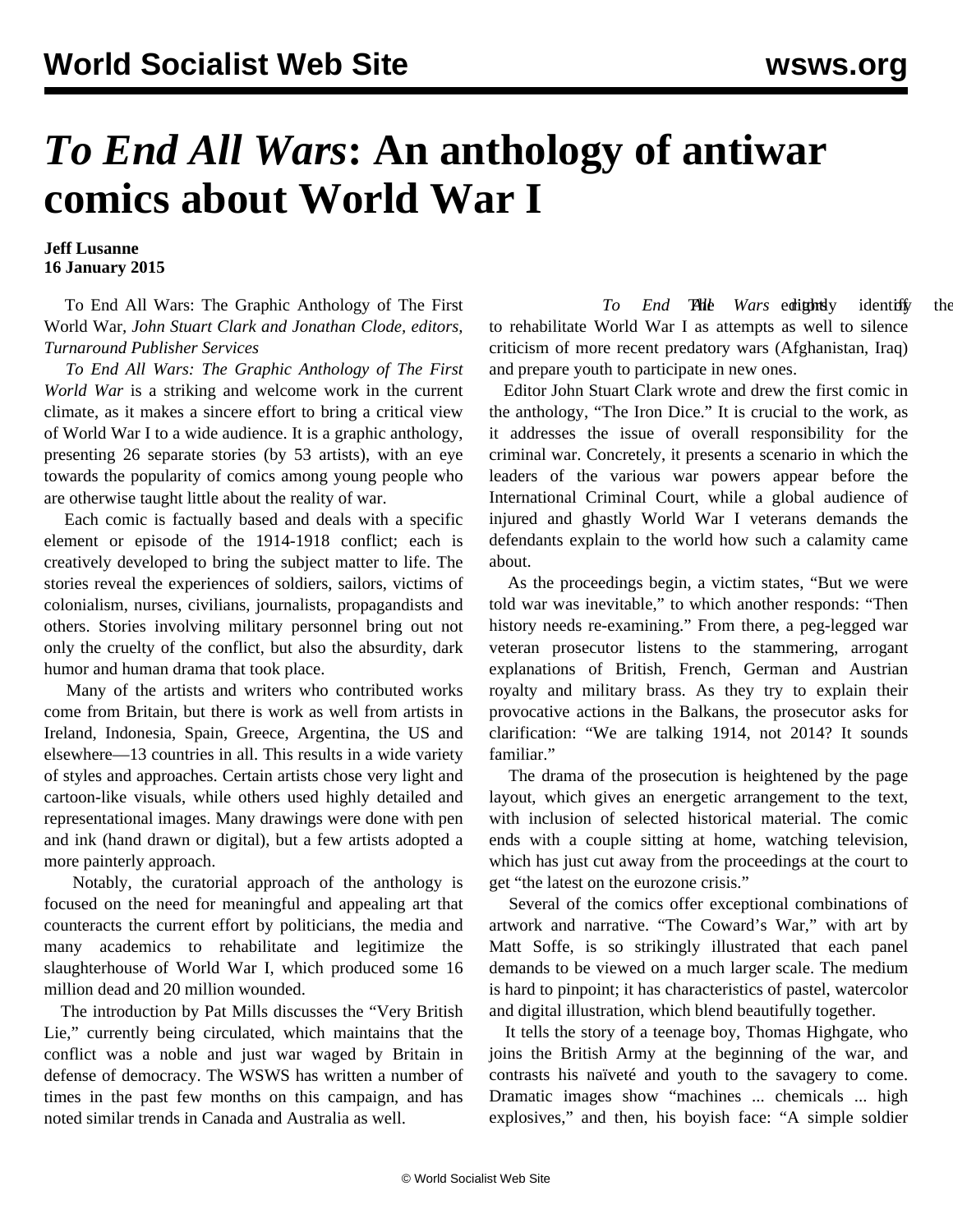# *To End All Wars*: An anthology of antiwar comics about World War I

**Jeff Lusanne**
**16 January 2015**

To End All Wars: The Graphic Anthology of The First World War, *John Stuart Clark and Jonathan Clode, editors, Turnaround Publisher Services*

*To End All Wars: The Graphic Anthology of The First World War* is a striking and welcome work in the current climate, as it makes a sincere effort to bring a critical view of World War I to a wide audience. It is a graphic anthology, presenting 26 separate stories (by 53 artists), with an eye towards the popularity of comics among young people who are otherwise taught little about the reality of war.

Each comic is factually based and deals with a specific element or episode of the 1914-1918 conflict; each is creatively developed to bring the subject matter to life. The stories reveal the experiences of soldiers, sailors, victims of colonialism, nurses, civilians, journalists, propagandists and others. Stories involving military personnel bring out not only the cruelty of the conflict, but also the absurdity, dark humor and human drama that took place.

Many of the artists and writers who contributed works come from Britain, but there is work as well from artists in Ireland, Indonesia, Spain, Greece, Argentina, the US and elsewhere—13 countries in all. This results in a wide variety of styles and approaches. Certain artists chose very light and cartoon-like visuals, while others used highly detailed and representational images. Many drawings were done with pen and ink (hand drawn or digital), but a few artists adopted a more painterly approach.

Notably, the curatorial approach of the anthology is focused on the need for meaningful and appealing art that counteracts the current effort by politicians, the media and many academics to rehabilitate and legitimize the slaughterhouse of World War I, which produced some 16 million dead and 20 million wounded.

The introduction by Pat Mills discusses the "Very British Lie," currently being circulated, which maintains that the conflict was a noble and just war waged by Britain in defense of democracy. The WSWS has written a number of times in the past few months on this campaign, and has noted similar trends in Canada and Australia as well.

*To End All Wars* editors rightly identify the efforts to rehabilitate World War I as attempts as well to silence criticism of more recent predatory wars (Afghanistan, Iraq) and prepare youth to participate in new ones.

Editor John Stuart Clark wrote and drew the first comic in the anthology, "The Iron Dice." It is crucial to the work, as it addresses the issue of overall responsibility for the criminal war. Concretely, it presents a scenario in which the leaders of the various war powers appear before the International Criminal Court, while a global audience of injured and ghastly World War I veterans demands the defendants explain to the world how such a calamity came about.

As the proceedings begin, a victim states, "But we were told war was inevitable," to which another responds: "Then history needs re-examining." From there, a peg-legged war veteran prosecutor listens to the stammering, arrogant explanations of British, French, German and Austrian royalty and military brass. As they try to explain their provocative actions in the Balkans, the prosecutor asks for clarification: "We are talking 1914, not 2014? It sounds familiar."

The drama of the prosecution is heightened by the page layout, which gives an energetic arrangement to the text, with inclusion of selected historical material. The comic ends with a couple sitting at home, watching television, which has just cut away from the proceedings at the court to get "the latest on the eurozone crisis."

Several of the comics offer exceptional combinations of artwork and narrative. "The Coward's War," with art by Matt Soffe, is so strikingly illustrated that each panel demands to be viewed on a much larger scale. The medium is hard to pinpoint; it has characteristics of pastel, watercolor and digital illustration, which blend beautifully together.

It tells the story of a teenage boy, Thomas Highgate, who joins the British Army at the beginning of the war, and contrasts his naïveté and youth to the savagery to come. Dramatic images show "machines ... chemicals ... high explosives," and then, his boyish face: "A simple soldier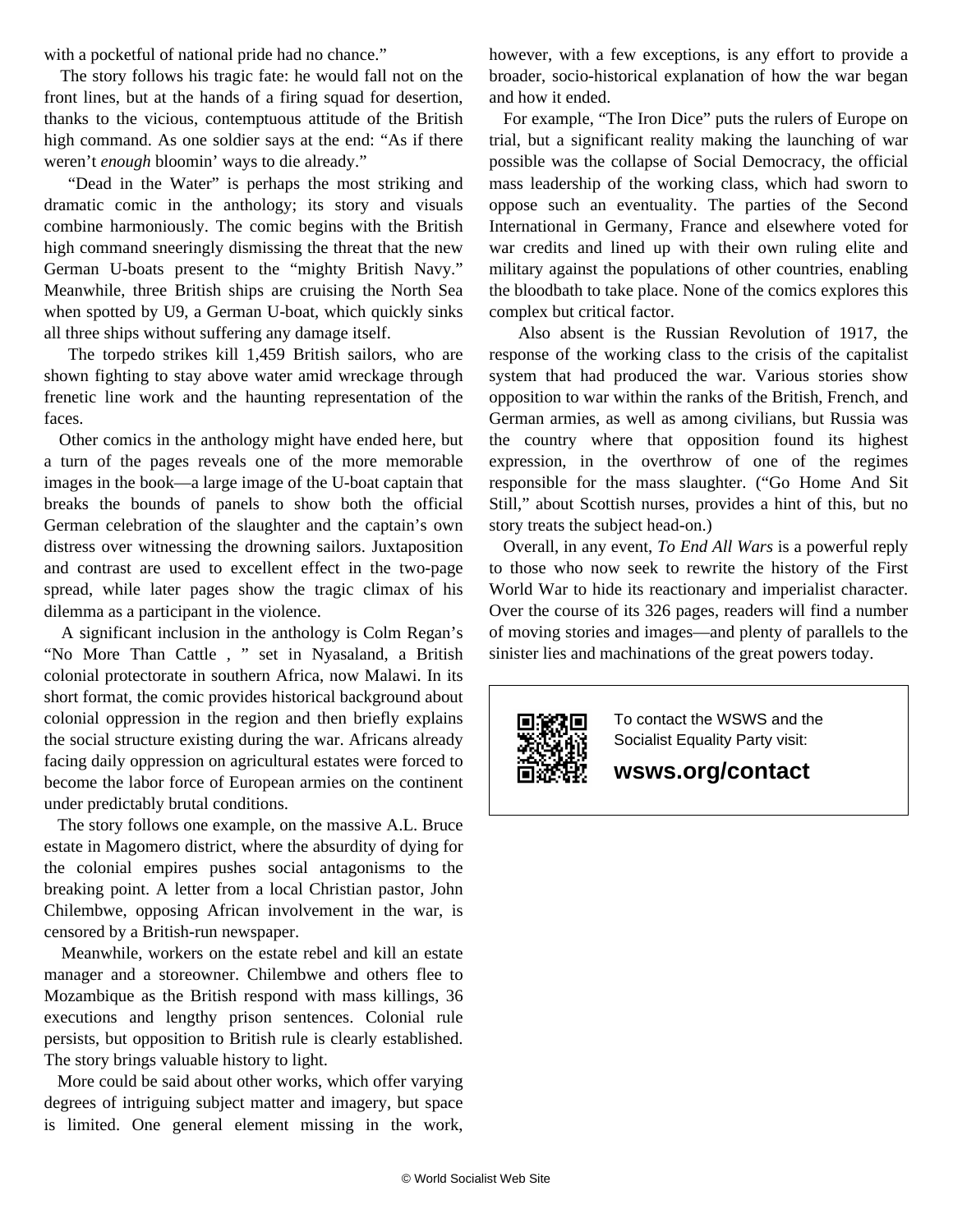with a pocketful of national pride had no chance."

The story follows his tragic fate: he would fall not on the front lines, but at the hands of a firing squad for desertion, thanks to the vicious, contemptuous attitude of the British high command. As one soldier says at the end: "As if there weren't *enough* bloomin' ways to die already."

"Dead in the Water" is perhaps the most striking and dramatic comic in the anthology; its story and visuals combine harmoniously. The comic begins with the British high command sneeringly dismissing the threat that the new German U-boats present to the "mighty British Navy." Meanwhile, three British ships are cruising the North Sea when spotted by U9, a German U-boat, which quickly sinks all three ships without suffering any damage itself.

The torpedo strikes kill 1,459 British sailors, who are shown fighting to stay above water amid wreckage through frenetic line work and the haunting representation of the faces.

Other comics in the anthology might have ended here, but a turn of the pages reveals one of the more memorable images in the book—a large image of the U-boat captain that breaks the bounds of panels to show both the official German celebration of the slaughter and the captain's own distress over witnessing the drowning sailors. Juxtaposition and contrast are used to excellent effect in the two-page spread, while later pages show the tragic climax of his dilemma as a participant in the violence.

A significant inclusion in the anthology is Colm Regan's "No More Than Cattle , " set in Nyasaland, a British colonial protectorate in southern Africa, now Malawi. In its short format, the comic provides historical background about colonial oppression in the region and then briefly explains the social structure existing during the war. Africans already facing daily oppression on agricultural estates were forced to become the labor force of European armies on the continent under predictably brutal conditions.

The story follows one example, on the massive A.L. Bruce estate in Magomero district, where the absurdity of dying for the colonial empires pushes social antagonisms to the breaking point. A letter from a local Christian pastor, John Chilembwe, opposing African involvement in the war, is censored by a British-run newspaper.

Meanwhile, workers on the estate rebel and kill an estate manager and a storeowner. Chilembwe and others flee to Mozambique as the British respond with mass killings, 36 executions and lengthy prison sentences. Colonial rule persists, but opposition to British rule is clearly established. The story brings valuable history to light.

More could be said about other works, which offer varying degrees of intriguing subject matter and imagery, but space is limited. One general element missing in the work, however, with a few exceptions, is any effort to provide a broader, socio-historical explanation of how the war began and how it ended.

For example, "The Iron Dice" puts the rulers of Europe on trial, but a significant reality making the launching of war possible was the collapse of Social Democracy, the official mass leadership of the working class, which had sworn to oppose such an eventuality. The parties of the Second International in Germany, France and elsewhere voted for war credits and lined up with their own ruling elite and military against the populations of other countries, enabling the bloodbath to take place. None of the comics explores this complex but critical factor.

Also absent is the Russian Revolution of 1917, the response of the working class to the crisis of the capitalist system that had produced the war. Various stories show opposition to war within the ranks of the British, French, and German armies, as well as among civilians, but Russia was the country where that opposition found its highest expression, in the overthrow of one of the regimes responsible for the mass slaughter. ("Go Home And Sit Still," about Scottish nurses, provides a hint of this, but no story treats the subject head-on.)

Overall, in any event, *To End All Wars* is a powerful reply to those who now seek to rewrite the history of the First World War to hide its reactionary and imperialist character. Over the course of its 326 pages, readers will find a number of moving stories and images—and plenty of parallels to the sinister lies and machinations of the great powers today.

To contact the WSWS and the Socialist Equality Party visit:

**wsws.org/contact**